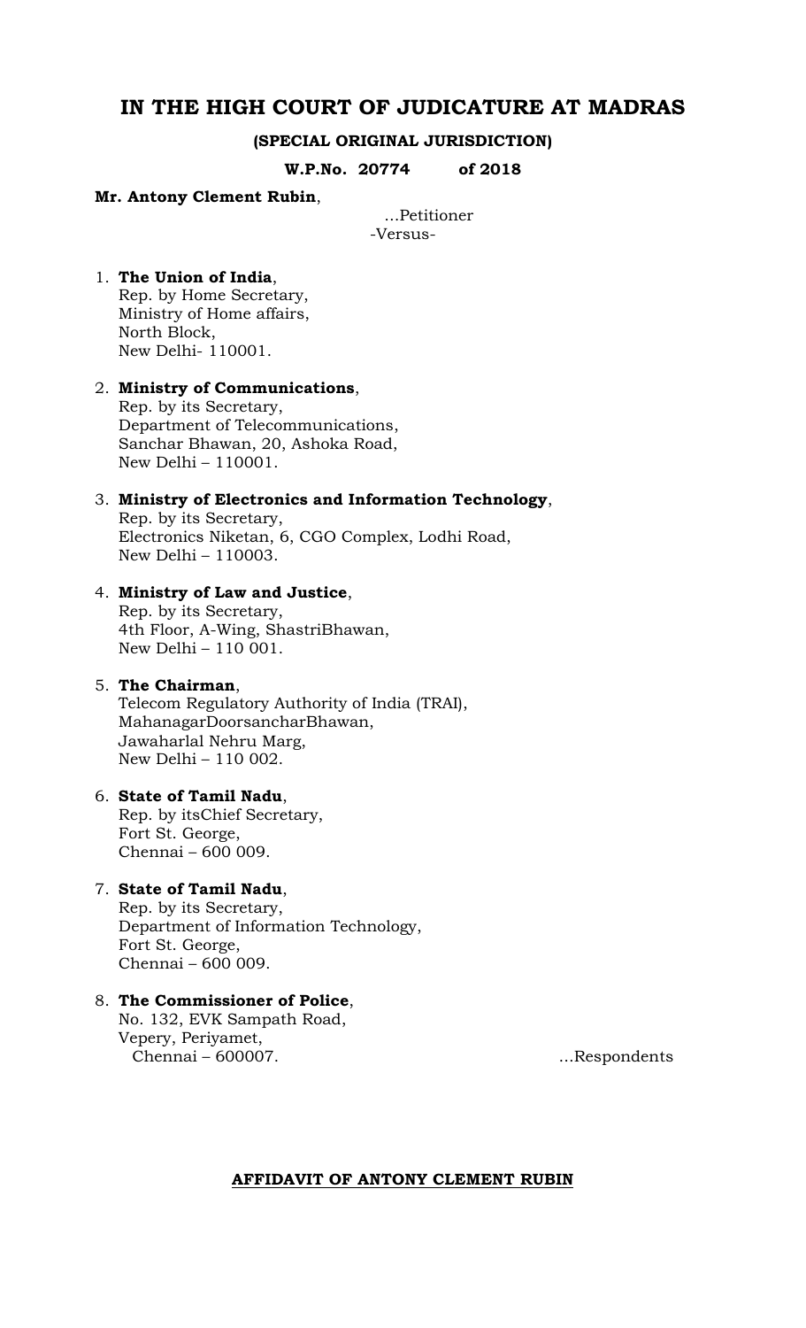# IN THE HIGH COURT OF JUDICATURE AT MADRAS

**(SPECIAL ORIGINAL JURISDICTION)**

**W.P.No. 20774 of 2018**

**Mr. Antony Clement Rubin**,

...Petitioner

-Versus-

1. **The Union of India**,
   Rep. by Home Secretary,
   Ministry of Home affairs,
   North Block,
   New Delhi- 110001.

2. **Ministry of Communications**,
   Rep. by its Secretary,
   Department of Telecommunications,
   Sanchar Bhawan, 20, Ashoka Road,
   New Delhi – 110001.

3. **Ministry of Electronics and Information Technology**,
   Rep. by its Secretary,
   Electronics Niketan, 6, CGO Complex, Lodhi Road,
   New Delhi – 110003.

4. **Ministry of Law and Justice**,
   Rep. by its Secretary,
   4th Floor, A-Wing, ShastriBhawan,
   New Delhi – 110 001.

5. **The Chairman**,
   Telecom Regulatory Authority of India (TRAI),
   MahanagarDoorsancharBhawan,
   Jawaharlal Nehru Marg,
   New Delhi – 110 002.

6. **State of Tamil Nadu**,
   Rep. by itsChief Secretary,
   Fort St. George,
   Chennai – 600 009.

7. **State of Tamil Nadu**,
   Rep. by its Secretary,
   Department of Information Technology,
   Fort St. George,
   Chennai – 600 009.

8. **The Commissioner of Police**,
   No. 132, EVK Sampath Road,
   Vepery, Periyamet,
   Chennai – 600007.

...Respondents

**AFFIDAVIT OF ANTONY CLEMENT RUBIN**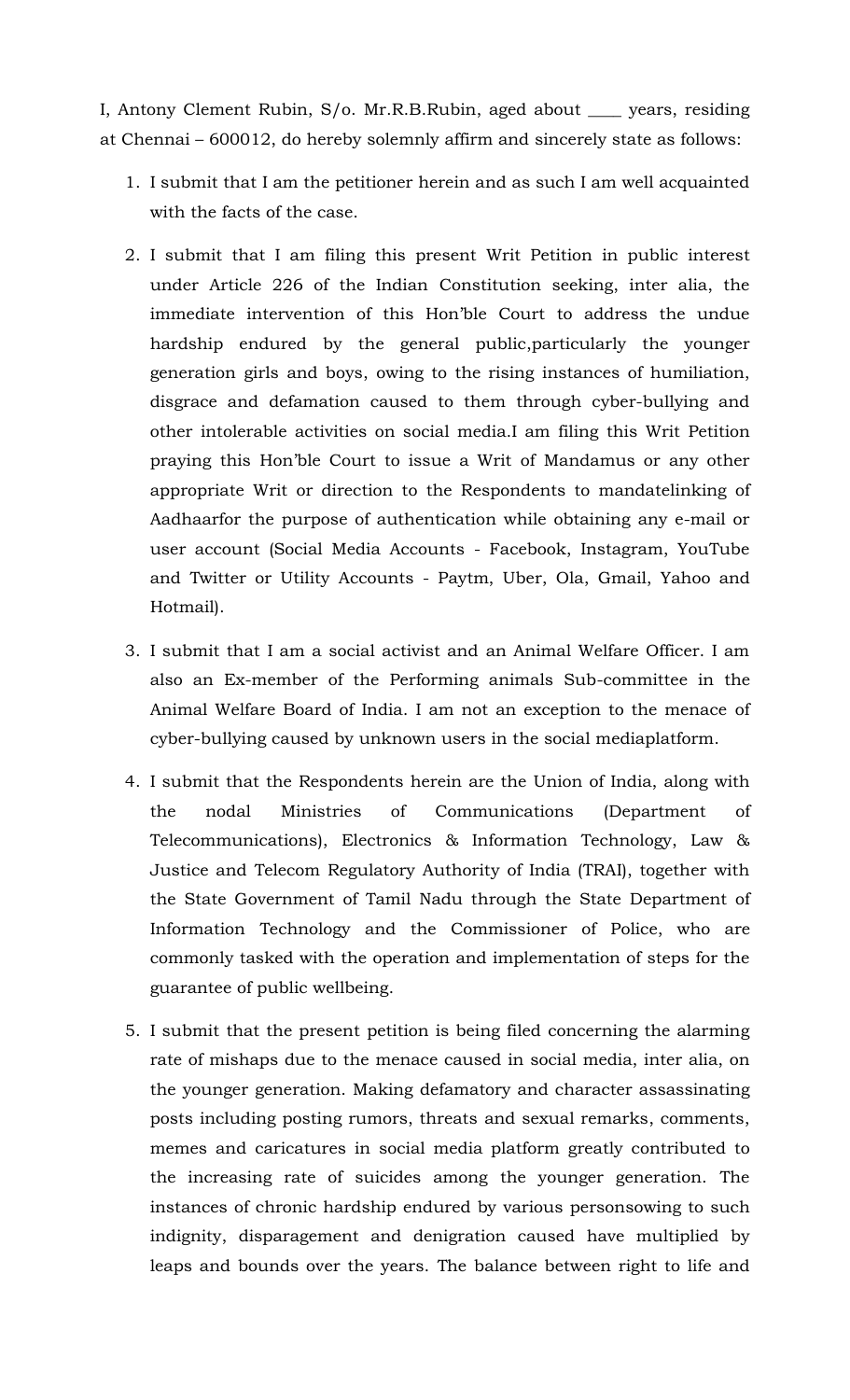I, Antony Clement Rubin, S/o. Mr.R.B.Rubin, aged about ____ years, residing at Chennai – 600012, do hereby solemnly affirm and sincerely state as follows:

1. I submit that I am the petitioner herein and as such I am well acquainted with the facts of the case.

2. I submit that I am filing this present Writ Petition in public interest under Article 226 of the Indian Constitution seeking, inter alia, the immediate intervention of this Hon'ble Court to address the undue hardship endured by the general public,particularly the younger generation girls and boys, owing to the rising instances of humiliation, disgrace and defamation caused to them through cyber-bullying and other intolerable activities on social media.I am filing this Writ Petition praying this Hon'ble Court to issue a Writ of Mandamus or any other appropriate Writ or direction to the Respondents to mandatelinking of Aadhaarfor the purpose of authentication while obtaining any e-mail or user account (Social Media Accounts - Facebook, Instagram, YouTube and Twitter or Utility Accounts - Paytm, Uber, Ola, Gmail, Yahoo and Hotmail).

3. I submit that I am a social activist and an Animal Welfare Officer. I am also an Ex-member of the Performing animals Sub-committee in the Animal Welfare Board of India. I am not an exception to the menace of cyber-bullying caused by unknown users in the social mediaplatform.

4. I submit that the Respondents herein are the Union of India, along with the nodal Ministries of Communications (Department of Telecommunications), Electronics & Information Technology, Law & Justice and Telecom Regulatory Authority of India (TRAI), together with the State Government of Tamil Nadu through the State Department of Information Technology and the Commissioner of Police, who are commonly tasked with the operation and implementation of steps for the guarantee of public wellbeing.

5. I submit that the present petition is being filed concerning the alarming rate of mishaps due to the menace caused in social media, inter alia, on the younger generation. Making defamatory and character assassinating posts including posting rumors, threats and sexual remarks, comments, memes and caricatures in social media platform greatly contributed to the increasing rate of suicides among the younger generation. The instances of chronic hardship endured by various personsowing to such indignity, disparagement and denigration caused have multiplied by leaps and bounds over the years. The balance between right to life and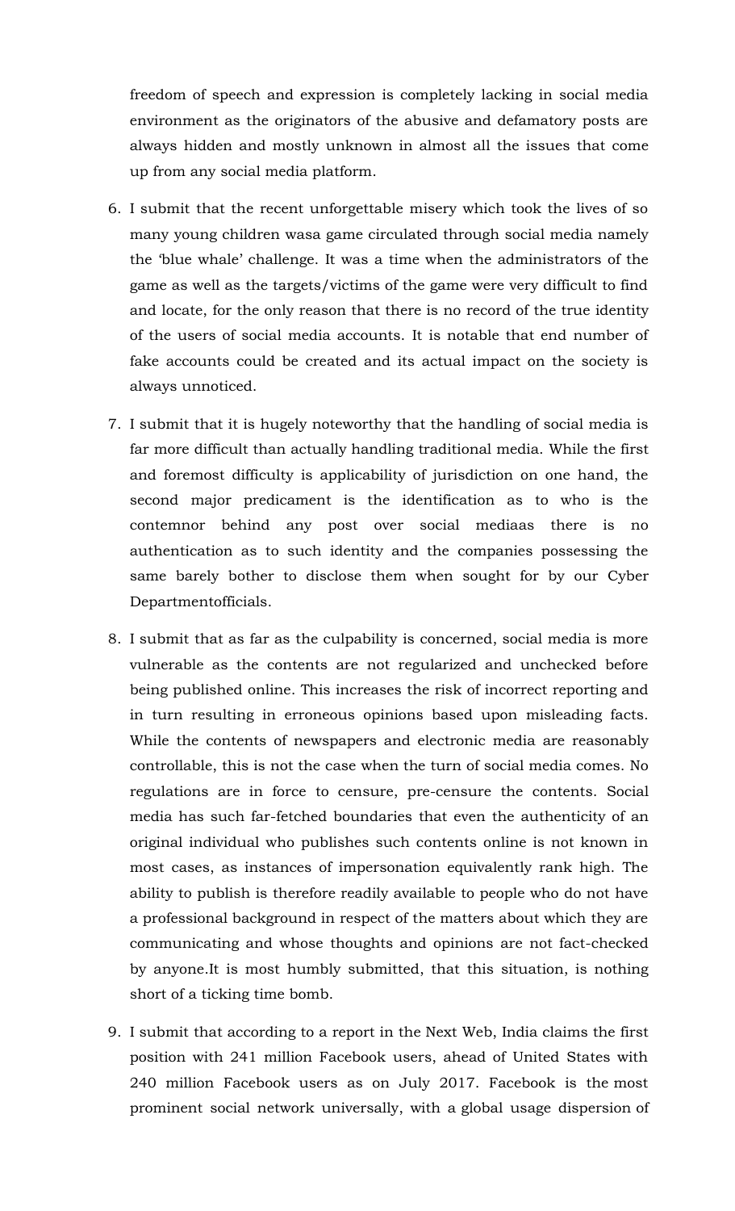freedom of speech and expression is completely lacking in social media environment as the originators of the abusive and defamatory posts are always hidden and mostly unknown in almost all the issues that come up from any social media platform.

6. I submit that the recent unforgettable misery which took the lives of so many young children wasa game circulated through social media namely the 'blue whale' challenge. It was a time when the administrators of the game as well as the targets/victims of the game were very difficult to find and locate, for the only reason that there is no record of the true identity of the users of social media accounts. It is notable that end number of fake accounts could be created and its actual impact on the society is always unnoticed.

7. I submit that it is hugely noteworthy that the handling of social media is far more difficult than actually handling traditional media. While the first and foremost difficulty is applicability of jurisdiction on one hand, the second major predicament is the identification as to who is the contemnor behind any post over social mediaas there is no authentication as to such identity and the companies possessing the same barely bother to disclose them when sought for by our Cyber Departmentofficials.

8. I submit that as far as the culpability is concerned, social media is more vulnerable as the contents are not regularized and unchecked before being published online. This increases the risk of incorrect reporting and in turn resulting in erroneous opinions based upon misleading facts. While the contents of newspapers and electronic media are reasonably controllable, this is not the case when the turn of social media comes. No regulations are in force to censure, pre-censure the contents. Social media has such far-fetched boundaries that even the authenticity of an original individual who publishes such contents online is not known in most cases, as instances of impersonation equivalently rank high. The ability to publish is therefore readily available to people who do not have a professional background in respect of the matters about which they are communicating and whose thoughts and opinions are not fact-checked by anyone.It is most humbly submitted, that this situation, is nothing short of a ticking time bomb.

9. I submit that according to a report in the Next Web, India claims the first position with 241 million Facebook users, ahead of United States with 240 million Facebook users as on July 2017. Facebook is the most prominent social network universally, with a global usage dispersion of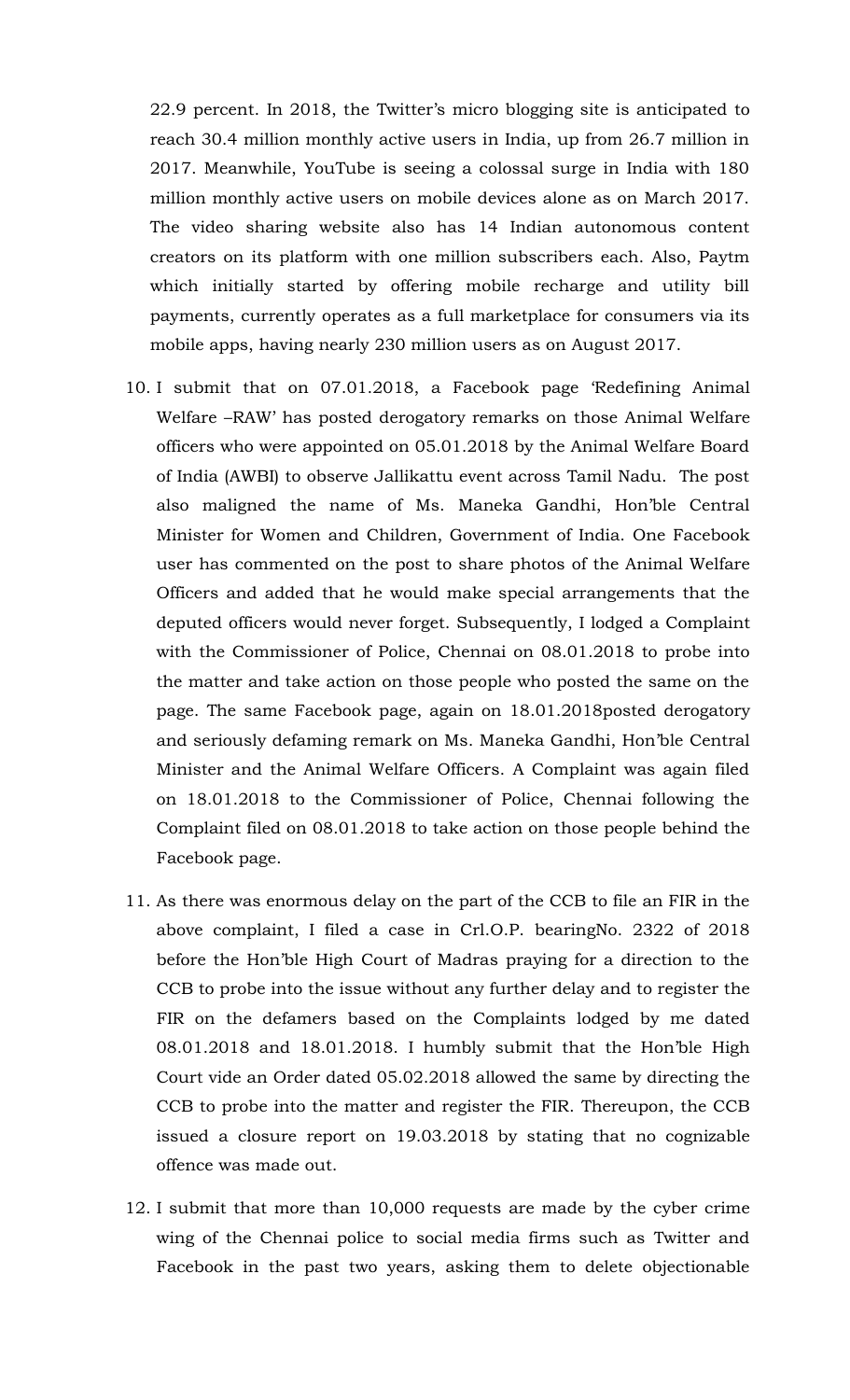22.9 percent. In 2018, the Twitter's micro blogging site is anticipated to reach 30.4 million monthly active users in India, up from 26.7 million in 2017. Meanwhile, YouTube is seeing a colossal surge in India with 180 million monthly active users on mobile devices alone as on March 2017. The video sharing website also has 14 Indian autonomous content creators on its platform with one million subscribers each. Also, Paytm which initially started by offering mobile recharge and utility bill payments, currently operates as a full marketplace for consumers via its mobile apps, having nearly 230 million users as on August 2017.

10. I submit that on 07.01.2018, a Facebook page 'Redefining Animal Welfare –RAW' has posted derogatory remarks on those Animal Welfare officers who were appointed on 05.01.2018 by the Animal Welfare Board of India (AWBI) to observe Jallikattu event across Tamil Nadu. The post also maligned the name of Ms. Maneka Gandhi, Hon'ble Central Minister for Women and Children, Government of India. One Facebook user has commented on the post to share photos of the Animal Welfare Officers and added that he would make special arrangements that the deputed officers would never forget. Subsequently, I lodged a Complaint with the Commissioner of Police, Chennai on 08.01.2018 to probe into the matter and take action on those people who posted the same on the page. The same Facebook page, again on 18.01.2018posted derogatory and seriously defaming remark on Ms. Maneka Gandhi, Hon'ble Central Minister and the Animal Welfare Officers. A Complaint was again filed on 18.01.2018 to the Commissioner of Police, Chennai following the Complaint filed on 08.01.2018 to take action on those people behind the Facebook page.

11. As there was enormous delay on the part of the CCB to file an FIR in the above complaint, I filed a case in Crl.O.P. bearingNo. 2322 of 2018 before the Hon'ble High Court of Madras praying for a direction to the CCB to probe into the issue without any further delay and to register the FIR on the defamers based on the Complaints lodged by me dated 08.01.2018 and 18.01.2018. I humbly submit that the Hon'ble High Court vide an Order dated 05.02.2018 allowed the same by directing the CCB to probe into the matter and register the FIR. Thereupon, the CCB issued a closure report on 19.03.2018 by stating that no cognizable offence was made out.

12. I submit that more than 10,000 requests are made by the cyber crime wing of the Chennai police to social media firms such as Twitter and Facebook in the past two years, asking them to delete objectionable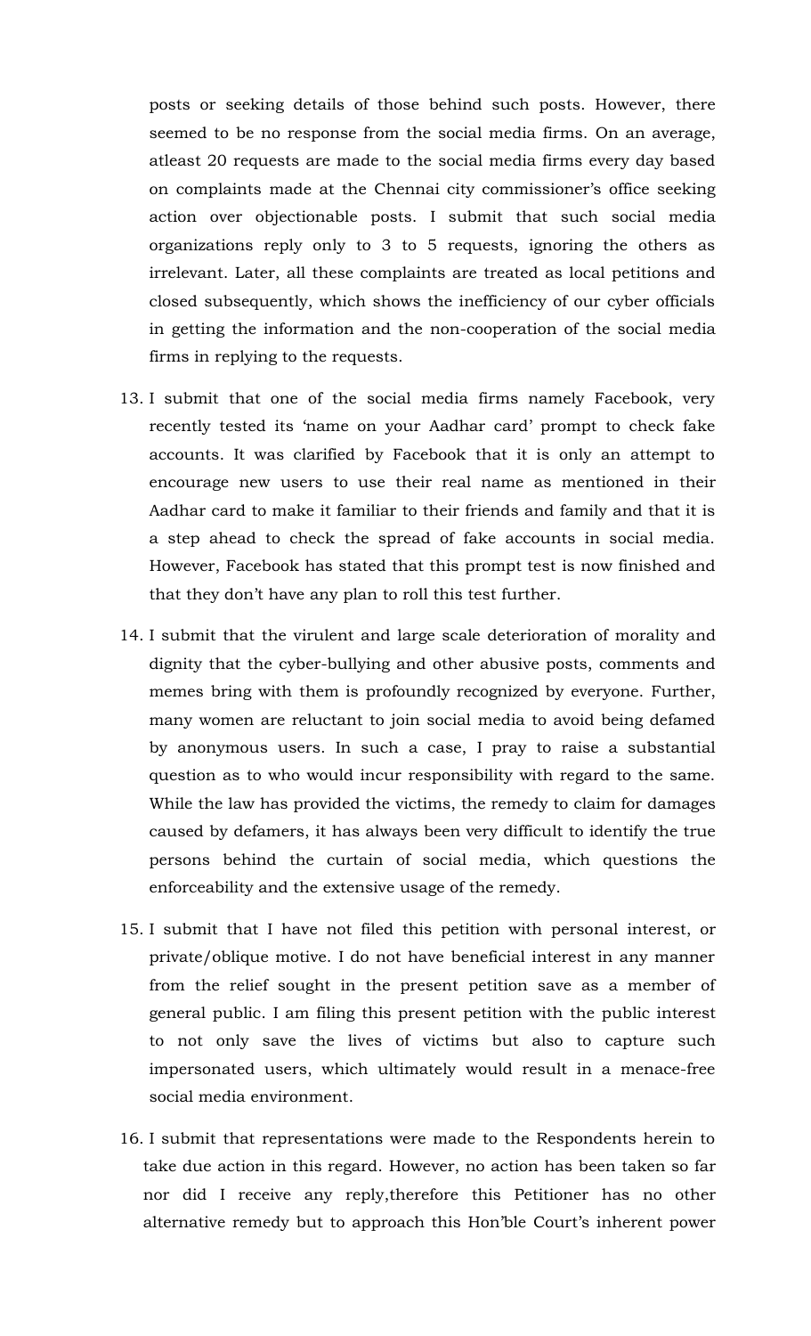posts or seeking details of those behind such posts. However, there seemed to be no response from the social media firms. On an average, atleast 20 requests are made to the social media firms every day based on complaints made at the Chennai city commissioner's office seeking action over objectionable posts. I submit that such social media organizations reply only to 3 to 5 requests, ignoring the others as irrelevant. Later, all these complaints are treated as local petitions and closed subsequently, which shows the inefficiency of our cyber officials in getting the information and the non-cooperation of the social media firms in replying to the requests.

13. I submit that one of the social media firms namely Facebook, very recently tested its 'name on your Aadhar card' prompt to check fake accounts. It was clarified by Facebook that it is only an attempt to encourage new users to use their real name as mentioned in their Aadhar card to make it familiar to their friends and family and that it is a step ahead to check the spread of fake accounts in social media. However, Facebook has stated that this prompt test is now finished and that they don't have any plan to roll this test further.

14. I submit that the virulent and large scale deterioration of morality and dignity that the cyber-bullying and other abusive posts, comments and memes bring with them is profoundly recognized by everyone. Further, many women are reluctant to join social media to avoid being defamed by anonymous users. In such a case, I pray to raise a substantial question as to who would incur responsibility with regard to the same. While the law has provided the victims, the remedy to claim for damages caused by defamers, it has always been very difficult to identify the true persons behind the curtain of social media, which questions the enforceability and the extensive usage of the remedy.

15. I submit that I have not filed this petition with personal interest, or private/oblique motive. I do not have beneficial interest in any manner from the relief sought in the present petition save as a member of general public. I am filing this present petition with the public interest to not only save the lives of victims but also to capture such impersonated users, which ultimately would result in a menace-free social media environment.

16. I submit that representations were made to the Respondents herein to take due action in this regard. However, no action has been taken so far nor did I receive any reply,therefore this Petitioner has no other alternative remedy but to approach this Hon'ble Court's inherent power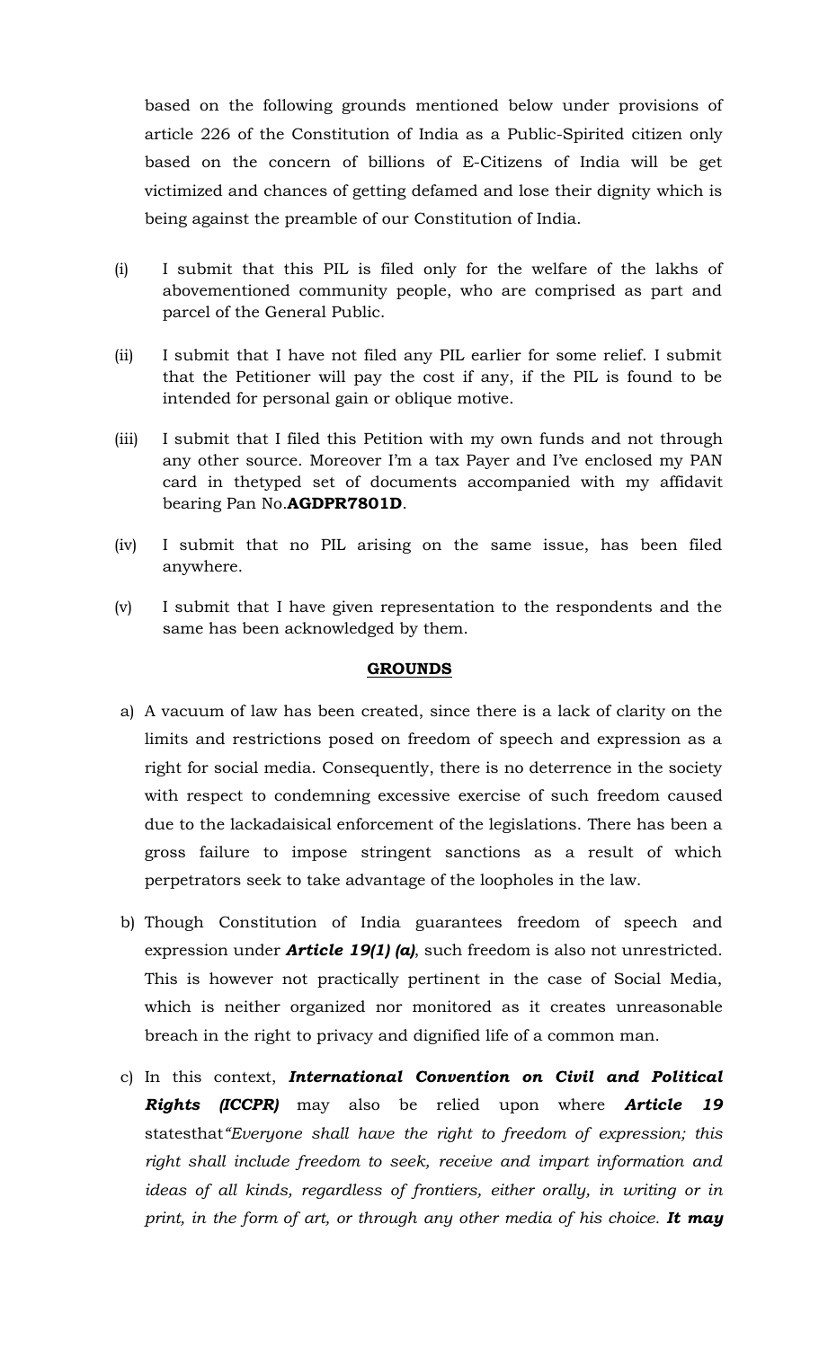based on the following grounds mentioned below under provisions of article 226 of the Constitution of India as a Public-Spirited citizen only based on the concern of billions of E-Citizens of India will be get victimized and chances of getting defamed and lose their dignity which is being against the preamble of our Constitution of India.

(i) I submit that this PIL is filed only for the welfare of the lakhs of abovementioned community people, who are comprised as part and parcel of the General Public.

(ii) I submit that I have not filed any PIL earlier for some relief. I submit that the Petitioner will pay the cost if any, if the PIL is found to be intended for personal gain or oblique motive.

(iii) I submit that I filed this Petition with my own funds and not through any other source. Moreover I'm a tax Payer and I've enclosed my PAN card in thetyped set of documents accompanied with my affidavit bearing Pan No.**AGDPR7801D**.

(iv) I submit that no PIL arising on the same issue, has been filed anywhere.

(v) I submit that I have given representation to the respondents and the same has been acknowledged by them.

## GROUNDS

a) A vacuum of law has been created, since there is a lack of clarity on the limits and restrictions posed on freedom of speech and expression as a right for social media. Consequently, there is no deterrence in the society with respect to condemning excessive exercise of such freedom caused due to the lackadaisical enforcement of the legislations. There has been a gross failure to impose stringent sanctions as a result of which perpetrators seek to take advantage of the loopholes in the law.

b) Though Constitution of India guarantees freedom of speech and expression under ***Article 19(1) (a)***, such freedom is also not unrestricted. This is however not practically pertinent in the case of Social Media, which is neither organized nor monitored as it creates unreasonable breach in the right to privacy and dignified life of a common man.

c) In this context, ***International Convention on Civil and Political Rights (ICCPR)*** may also be relied upon where ***Article 19*** statesthat*"Everyone shall have the right to freedom of expression; this right shall include freedom to seek, receive and impart information and ideas of all kinds, regardless of frontiers, either orally, in writing or in print, in the form of art, or through any other media of his choice.* ***It may***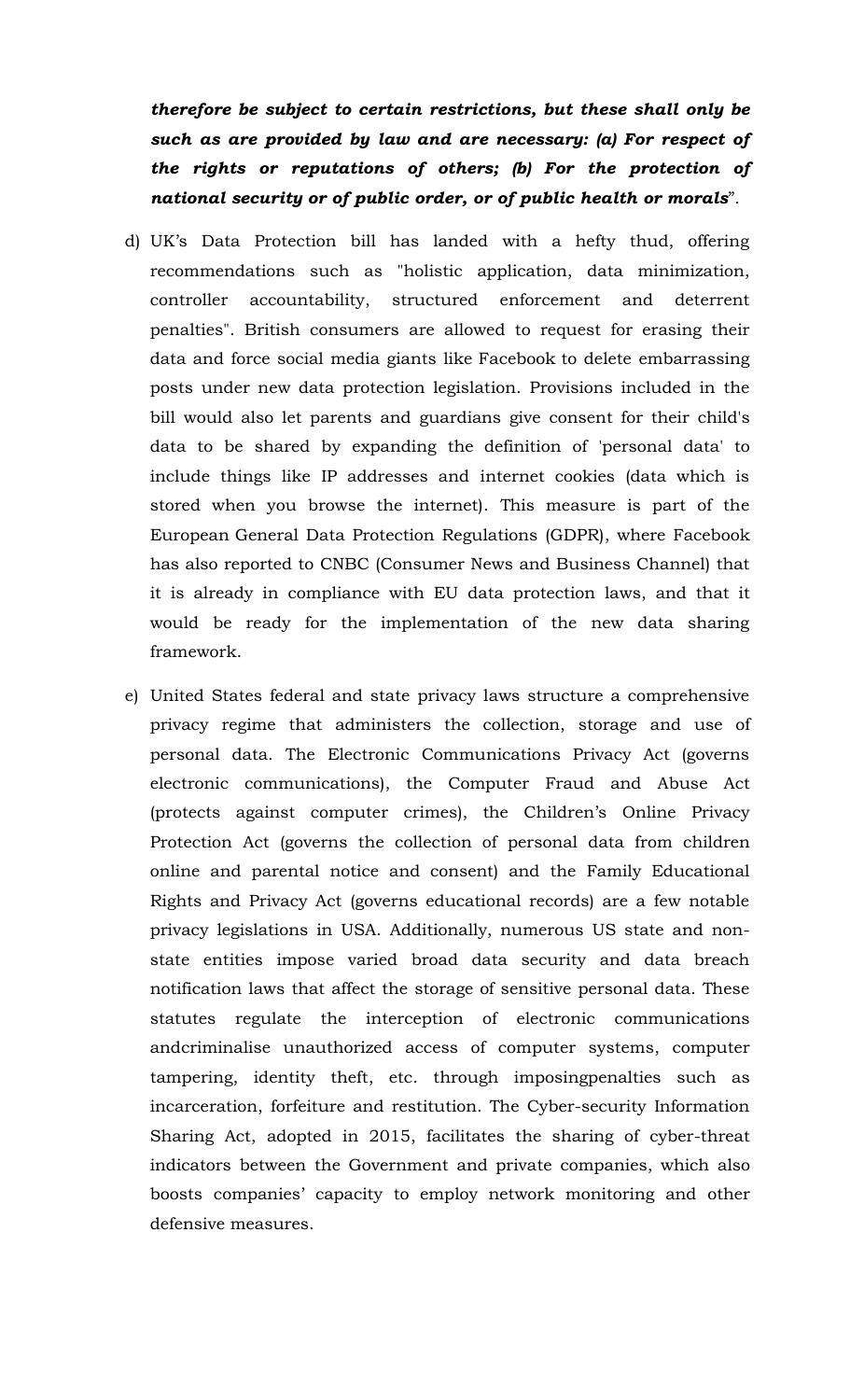***therefore be subject to certain restrictions, but these shall only be such as are provided by law and are necessary: (a) For respect of the rights or reputations of others; (b) For the protection of national security or of public order, or of public health or morals***".

d) UK's Data Protection bill has landed with a hefty thud, offering recommendations such as "holistic application, data minimization, controller accountability, structured enforcement and deterrent penalties". British consumers are allowed to request for erasing their data and force social media giants like Facebook to delete embarrassing posts under new data protection legislation. Provisions included in the bill would also let parents and guardians give consent for their child's data to be shared by expanding the definition of 'personal data' to include things like IP addresses and internet cookies (data which is stored when you browse the internet). This measure is part of the European General Data Protection Regulations (GDPR), where Facebook has also reported to CNBC (Consumer News and Business Channel) that it is already in compliance with EU data protection laws, and that it would be ready for the implementation of the new data sharing framework.

e) United States federal and state privacy laws structure a comprehensive privacy regime that administers the collection, storage and use of personal data. The Electronic Communications Privacy Act (governs electronic communications), the Computer Fraud and Abuse Act (protects against computer crimes), the Children's Online Privacy Protection Act (governs the collection of personal data from children online and parental notice and consent) and the Family Educational Rights and Privacy Act (governs educational records) are a few notable privacy legislations in USA. Additionally, numerous US state and non-state entities impose varied broad data security and data breach notification laws that affect the storage of sensitive personal data. These statutes regulate the interception of electronic communications andcriminalise unauthorized access of computer systems, computer tampering, identity theft, etc. through imposingpenalties such as incarceration, forfeiture and restitution. The Cyber-security Information Sharing Act, adopted in 2015, facilitates the sharing of cyber-threat indicators between the Government and private companies, which also boosts companies' capacity to employ network monitoring and other defensive measures.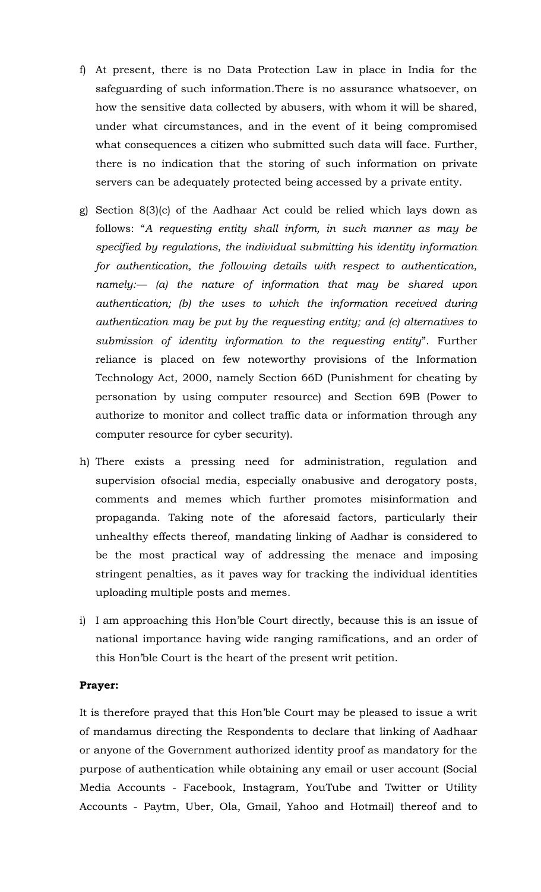f) At present, there is no Data Protection Law in place in India for the safeguarding of such information.There is no assurance whatsoever, on how the sensitive data collected by abusers, with whom it will be shared, under what circumstances, and in the event of it being compromised what consequences a citizen who submitted such data will face. Further, there is no indication that the storing of such information on private servers can be adequately protected being accessed by a private entity.

g) Section 8(3)(c) of the Aadhaar Act could be relied which lays down as follows: "*A requesting entity shall inform, in such manner as may be specified by regulations, the individual submitting his identity information for authentication, the following details with respect to authentication, namely:— (a) the nature of information that may be shared upon authentication; (b) the uses to which the information received during authentication may be put by the requesting entity; and (c) alternatives to submission of identity information to the requesting entity*". Further reliance is placed on few noteworthy provisions of the Information Technology Act, 2000, namely Section 66D (Punishment for cheating by personation by using computer resource) and Section 69B (Power to authorize to monitor and collect traffic data or information through any computer resource for cyber security).

h) There exists a pressing need for administration, regulation and supervision ofsocial media, especially onabusive and derogatory posts, comments and memes which further promotes misinformation and propaganda. Taking note of the aforesaid factors, particularly their unhealthy effects thereof, mandating linking of Aadhar is considered to be the most practical way of addressing the menace and imposing stringent penalties, as it paves way for tracking the individual identities uploading multiple posts and memes.

i) I am approaching this Hon'ble Court directly, because this is an issue of national importance having wide ranging ramifications, and an order of this Hon'ble Court is the heart of the present writ petition.

**Prayer:**

It is therefore prayed that this Hon'ble Court may be pleased to issue a writ of mandamus directing the Respondents to declare that linking of Aadhaar or anyone of the Government authorized identity proof as mandatory for the purpose of authentication while obtaining any email or user account (Social Media Accounts - Facebook, Instagram, YouTube and Twitter or Utility Accounts - Paytm, Uber, Ola, Gmail, Yahoo and Hotmail) thereof and to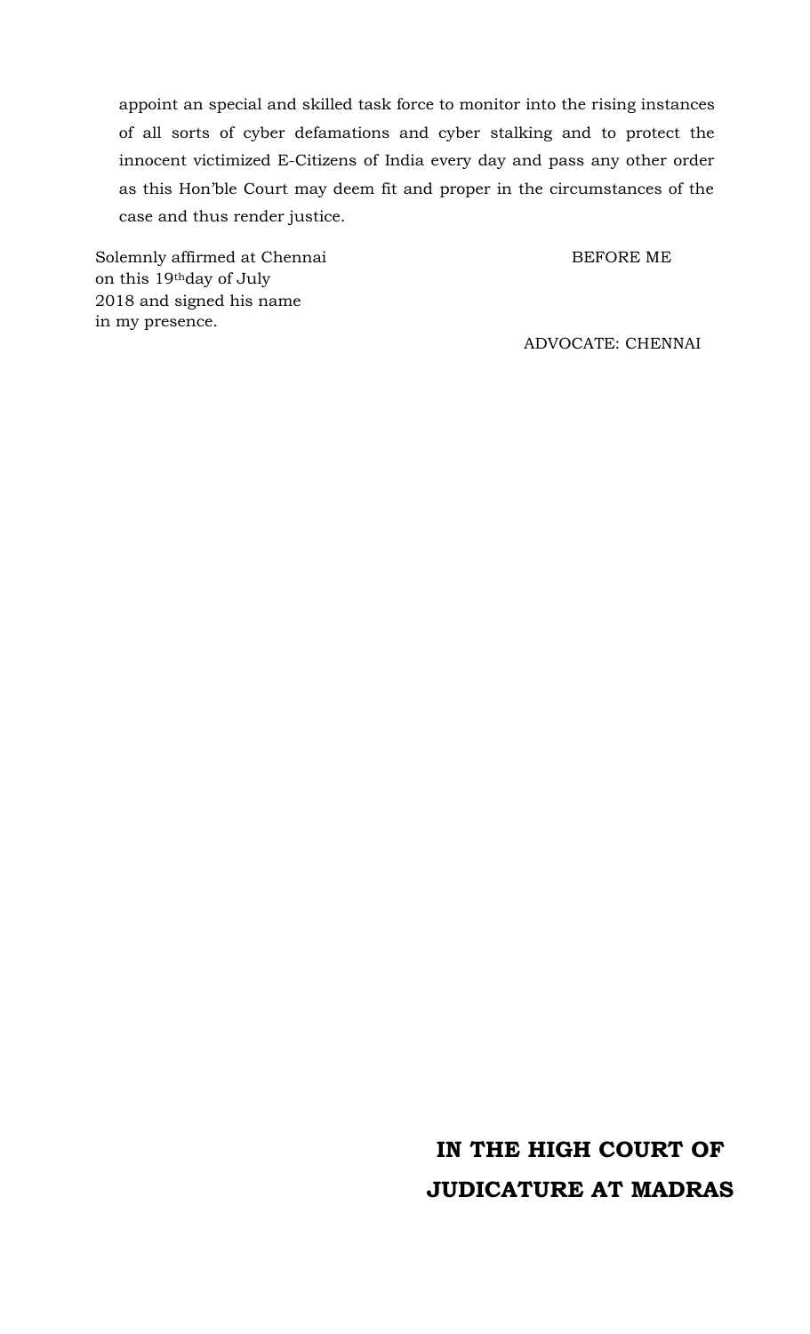appoint an special and skilled task force to monitor into the rising instances of all sorts of cyber defamations and cyber stalking and to protect the innocent victimized E-Citizens of India every day and pass any other order as this Hon'ble Court may deem fit and proper in the circumstances of the case and thus render justice.

Solemnly affirmed at Chennai
on this 19th day of July
2018 and signed his name
in my presence.

BEFORE ME

ADVOCATE: CHENNAI

**IN THE HIGH COURT OF JUDICATURE AT MADRAS**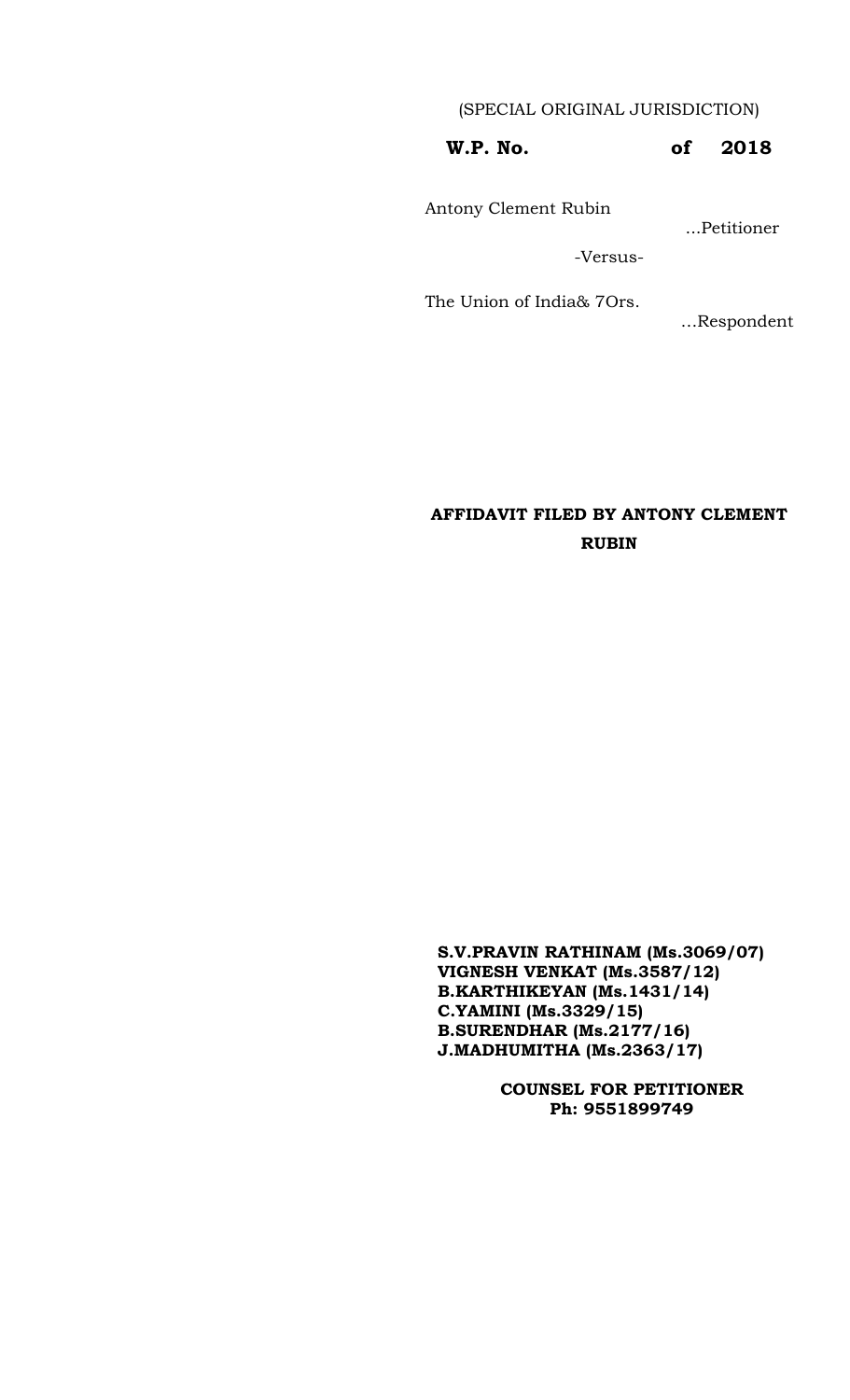(SPECIAL ORIGINAL JURISDICTION)

**W.P. No. of 2018**

Antony Clement Rubin

...Petitioner

-Versus-

The Union of India& 7Ors.

...Respondent

**AFFIDAVIT FILED BY ANTONY CLEMENT RUBIN**

**S.V.PRAVIN RATHINAM (Ms.3069/07)**
**VIGNESH VENKAT (Ms.3587/12)**
**B.KARTHIKEYAN (Ms.1431/14)**
**C.YAMINI (Ms.3329/15)**
**B.SURENDHAR (Ms.2177/16)**
**J.MADHUMITHA (Ms.2363/17)**

**COUNSEL FOR PETITIONER**
**Ph: 9551899749**